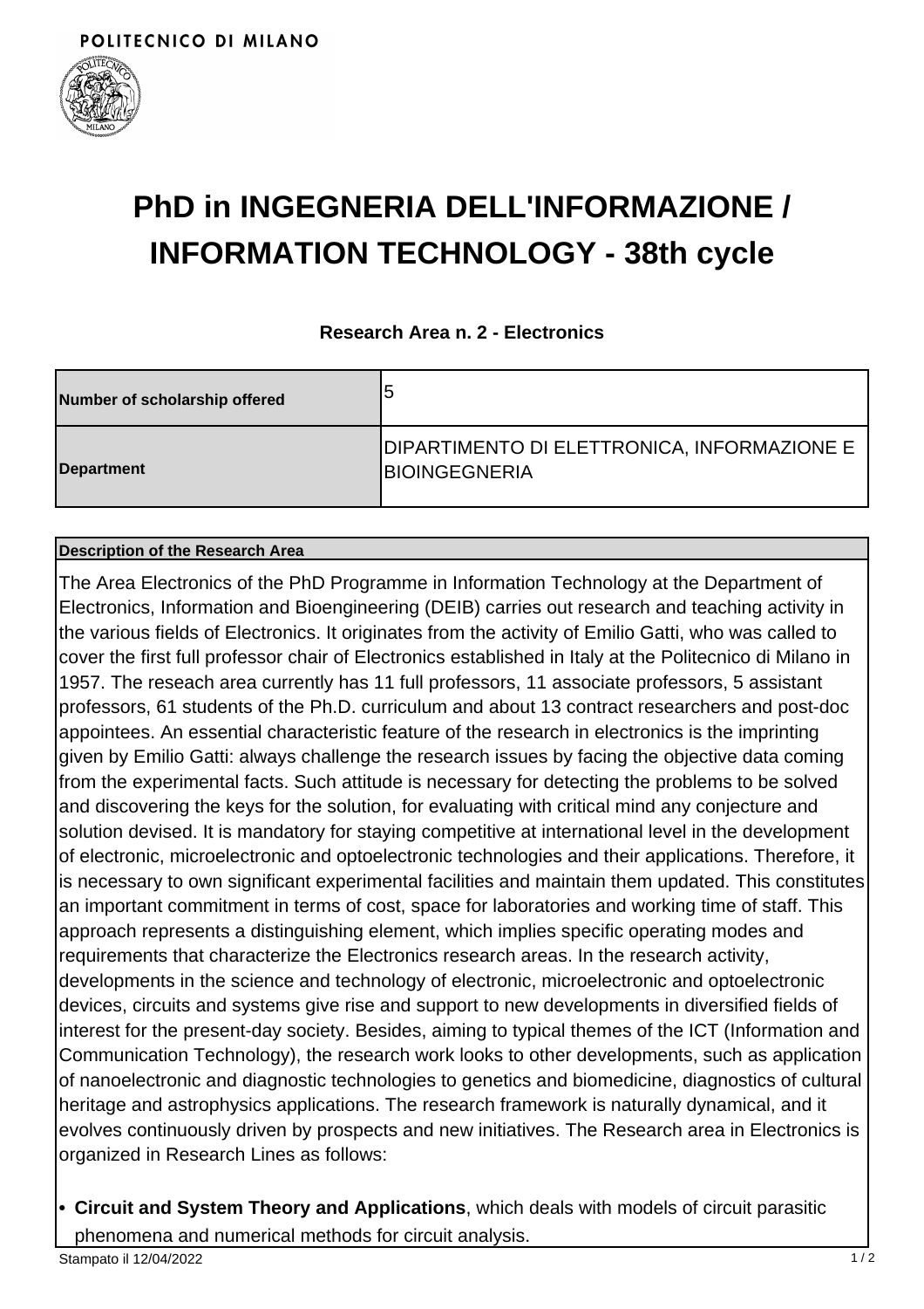POLITECNICO DI MILANO

# PhD in INGEGNERIA DELL'INFORMAZIONE / INFORMATION TECHNOLOGY - 38th cycle

### Research Area n. 2 - Electronics

| Number of scholarship offered | 5 |
|---|---|
| Department | DIPARTIMENTO DI ELETTRONICA, INFORMAZIONE E BIOINGEGNERIA |

**Description of the Research Area**

The Area Electronics of the PhD Programme in Information Technology at the Department of Electronics, Information and Bioengineering (DEIB) carries out research and teaching activity in the various fields of Electronics. It originates from the activity of Emilio Gatti, who was called to cover the first full professor chair of Electronics established in Italy at the Politecnico di Milano in 1957. The reseach area currently has 11 full professors, 11 associate professors, 5 assistant professors, 61 students of the Ph.D. curriculum and about 13 contract researchers and post-doc appointees. An essential characteristic feature of the research in electronics is the imprinting given by Emilio Gatti: always challenge the research issues by facing the objective data coming from the experimental facts. Such attitude is necessary for detecting the problems to be solved and discovering the keys for the solution, for evaluating with critical mind any conjecture and solution devised. It is mandatory for staying competitive at international level in the development of electronic, microelectronic and optoelectronic technologies and their applications. Therefore, it is necessary to own significant experimental facilities and maintain them updated. This constitutes an important commitment in terms of cost, space for laboratories and working time of staff. This approach represents a distinguishing element, which implies specific operating modes and requirements that characterize the Electronics research areas. In the research activity, developments in the science and technology of electronic, microelectronic and optoelectronic devices, circuits and systems give rise and support to new developments in diversified fields of interest for the present-day society. Besides, aiming to typical themes of the ICT (Information and Communication Technology), the research work looks to other developments, such as application of nanoelectronic and diagnostic technologies to genetics and biomedicine, diagnostics of cultural heritage and astrophysics applications. The research framework is naturally dynamical, and it evolves continuously driven by prospects and new initiatives. The Research area in Electronics is organized in Research Lines as follows:

- **Circuit and System Theory and Applications**, which deals with models of circuit parasitic phenomena and numerical methods for circuit analysis.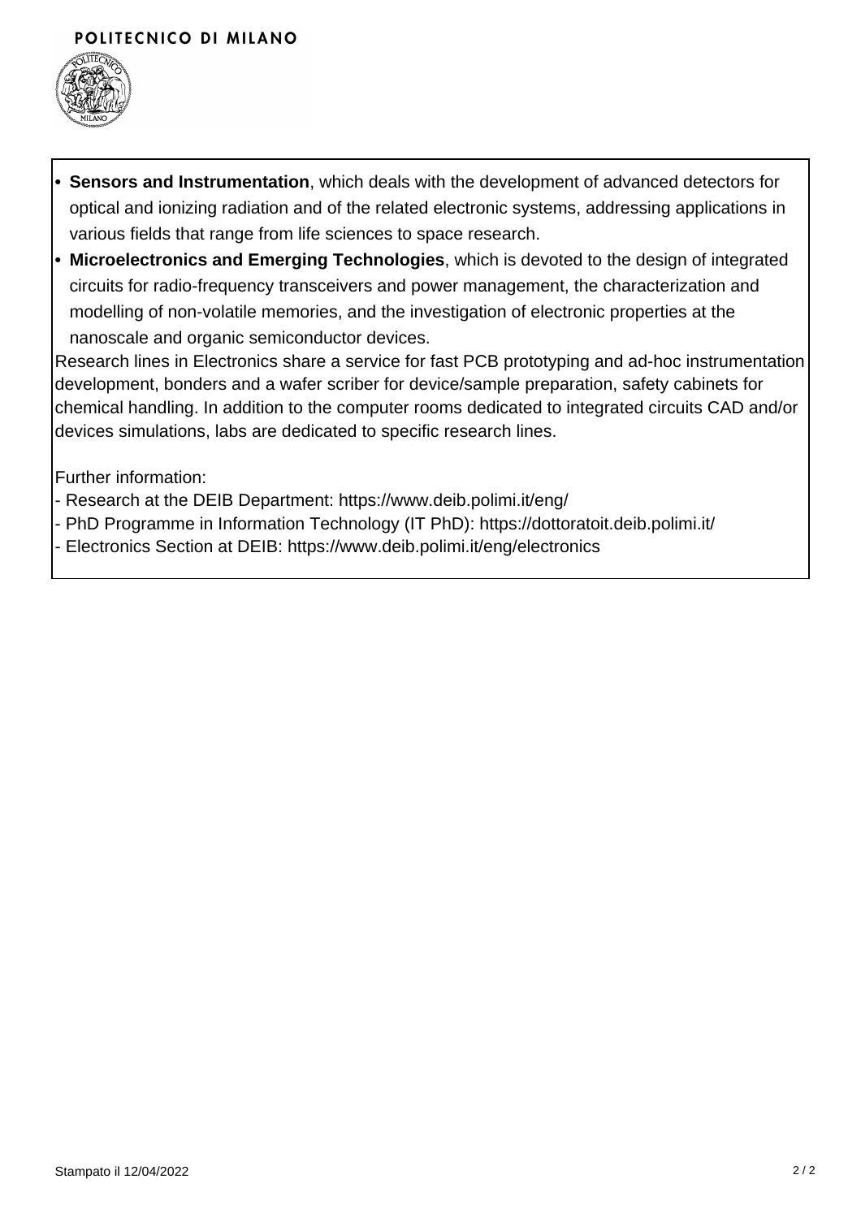- **Sensors and Instrumentation**, which deals with the development of advanced detectors for optical and ionizing radiation and of the related electronic systems, addressing applications in various fields that range from life sciences to space research.
- **Microelectronics and Emerging Technologies**, which is devoted to the design of integrated circuits for radio-frequency transceivers and power management, the characterization and modelling of non-volatile memories, and the investigation of electronic properties at the nanoscale and organic semiconductor devices.

Research lines in Electronics share a service for fast PCB prototyping and ad-hoc instrumentation development, bonders and a wafer scriber for device/sample preparation, safety cabinets for chemical handling. In addition to the computer rooms dedicated to integrated circuits CAD and/or devices simulations, labs are dedicated to specific research lines.

Further information:
- Research at the DEIB Department: https://www.deib.polimi.it/eng/
- PhD Programme in Information Technology (IT PhD): https://dottoratoit.deib.polimi.it/
- Electronics Section at DEIB: https://www.deib.polimi.it/eng/electronics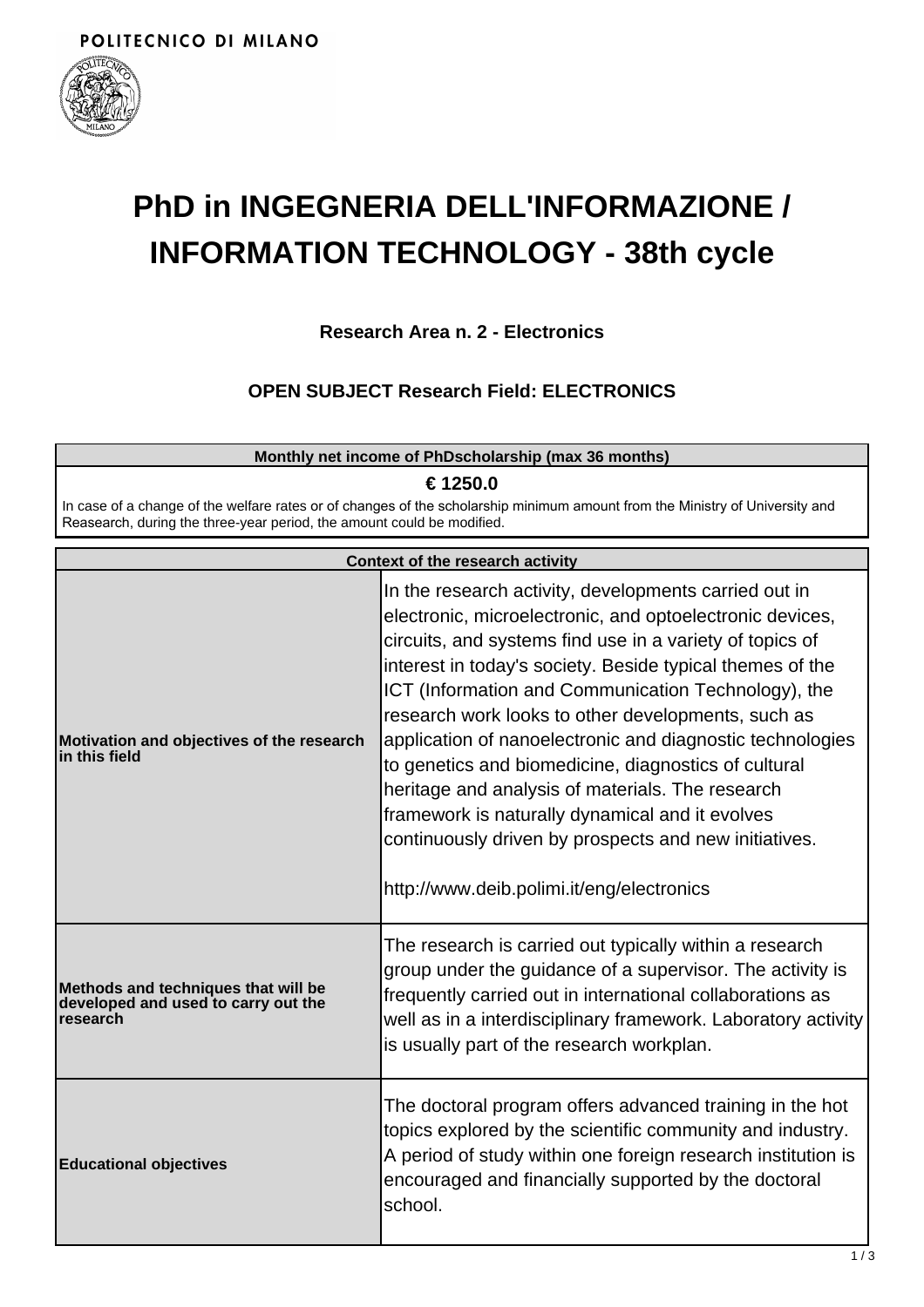POLITECNICO DI MILANO

# PhD in INGEGNERIA DELL'INFORMAZIONE / INFORMATION TECHNOLOGY - 38th cycle

### Research Area n. 2 - Electronics

### OPEN SUBJECT Research Field: ELECTRONICS

| Monthly net income of PhDscholarship (max 36 months) |
|---|
| **€ 1250.0**<br>In case of a change of the welfare rates or of changes of the scholarship minimum amount from the Ministry of University and Reasearch, during the three-year period, the amount could be modified. |

| Context of the research activity | |
|---|---|
| **Motivation and objectives of the research in this field** | In the research activity, developments carried out in electronic, microelectronic, and optoelectronic devices, circuits, and systems find use in a variety of topics of interest in today's society. Beside typical themes of the ICT (Information and Communication Technology), the research work looks to other developments, such as application of nanoelectronic and diagnostic technologies to genetics and biomedicine, diagnostics of cultural heritage and analysis of materials. The research framework is naturally dynamical and it evolves continuously driven by prospects and new initiatives.<br><br>http://www.deib.polimi.it/eng/electronics |
| **Methods and techniques that will be developed and used to carry out the research** | The research is carried out typically within a research group under the guidance of a supervisor. The activity is frequently carried out in international collaborations as well as in a interdisciplinary framework. Laboratory activity is usually part of the research workplan. |
| **Educational objectives** | The doctoral program offers advanced training in the hot topics explored by the scientific community and industry. A period of study within one foreign research institution is encouraged and financially supported by the doctoral school. |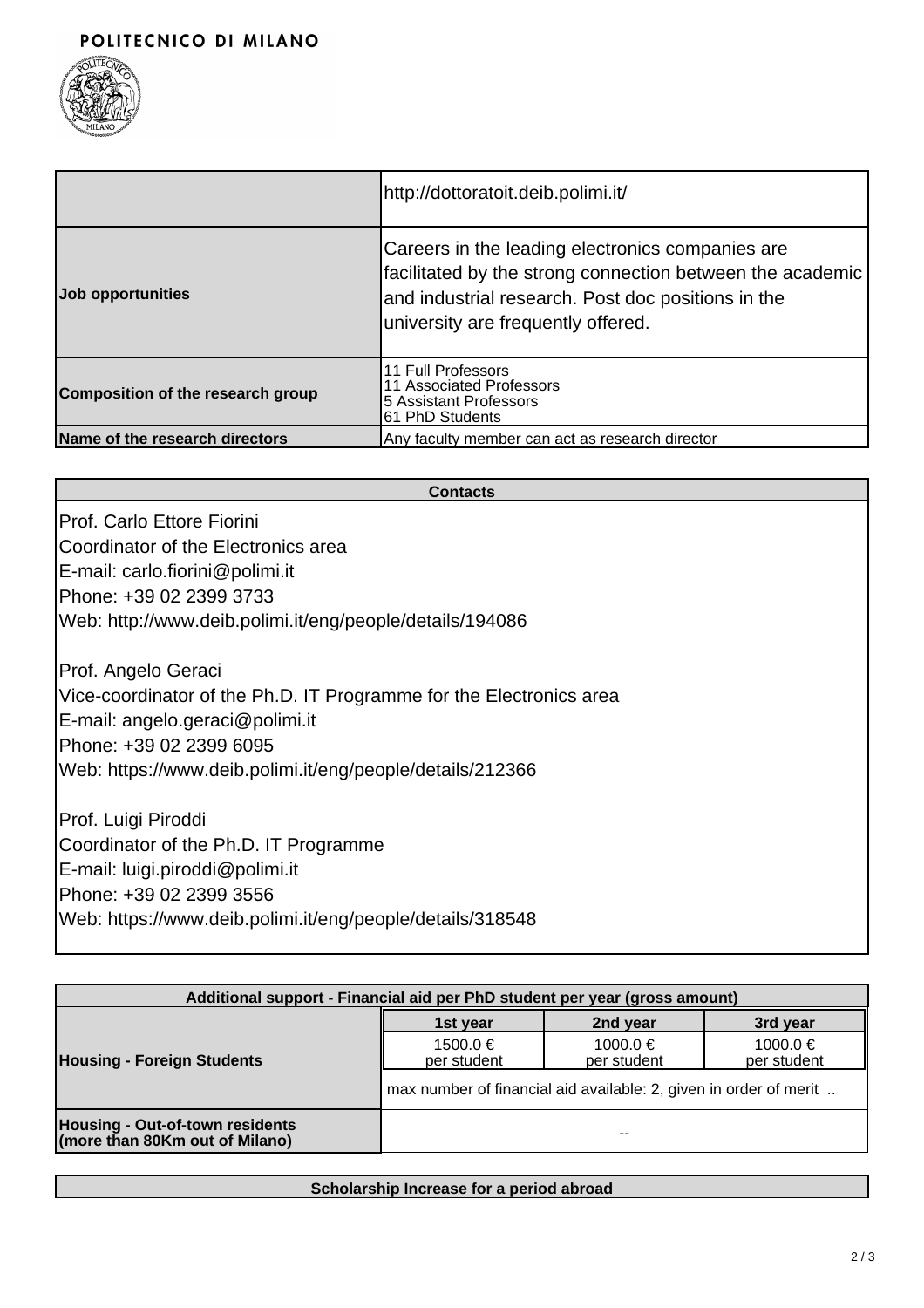POLITECNICO DI MILANO

| | |
|---|---|
| | http://dottoratoit.deib.polimi.it/ |
| **Job opportunities** | Careers in the leading electronics companies are facilitated by the strong connection between the academic and industrial research. Post doc positions in the university are frequently offered. |
| **Composition of the research group** | 11 Full Professors<br>11 Associated Professors<br>5 Assistant Professors<br>61 PhD Students |
| **Name of the research directors** | Any faculty member can act as research director |

| **Contacts** |
|---|
| Prof. Carlo Ettore Fiorini<br>Coordinator of the Electronics area<br>E-mail: carlo.fiorini@polimi.it<br>Phone: +39 02 2399 3733<br>Web: http://www.deib.polimi.it/eng/people/details/194086<br><br>Prof. Angelo Geraci<br>Vice-coordinator of the Ph.D. IT Programme for the Electronics area<br>E-mail: angelo.geraci@polimi.it<br>Phone: +39 02 2399 6095<br>Web: https://www.deib.polimi.it/eng/people/details/212366<br><br>Prof. Luigi Piroddi<br>Coordinator of the Ph.D. IT Programme<br>E-mail: luigi.piroddi@polimi.it<br>Phone: +39 02 2399 3556<br>Web: https://www.deib.polimi.it/eng/people/details/318548 |

| **Additional support - Financial aid per PhD student per year (gross amount)** | | | |
|---|---|---|---|
| | **1st year** | **2nd year** | **3rd year** |
| **Housing - Foreign Students** | 1500.0 € per student | 1000.0 € per student | 1000.0 € per student |
| | max number of financial aid available: 2, given in order of merit .. | | |
| **Housing - Out-of-town residents (more than 80Km out of Milano)** | -- | | |

| **Scholarship Increase for a period abroad** |
|---|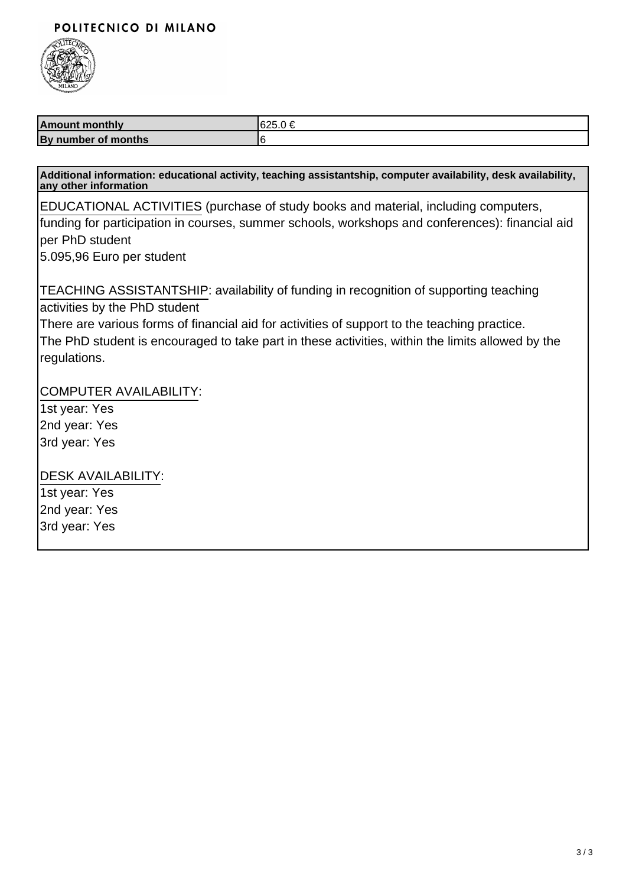| | |
|---|---|
| **Amount monthly** | 625.0 € |
| **By number of months** | 6 |

**Additional information: educational activity, teaching assistantship, computer availability, desk availability, any other information**

EDUCATIONAL ACTIVITIES (purchase of study books and material, including computers, funding for participation in courses, summer schools, workshops and conferences): financial aid per PhD student
5.095,96 Euro per student

TEACHING ASSISTANTSHIP: availability of funding in recognition of supporting teaching activities by the PhD student
There are various forms of financial aid for activities of support to the teaching practice.
The PhD student is encouraged to take part in these activities, within the limits allowed by the regulations.

COMPUTER AVAILABILITY:
1st year: Yes
2nd year: Yes
3rd year: Yes

DESK AVAILABILITY:
1st year: Yes
2nd year: Yes
3rd year: Yes